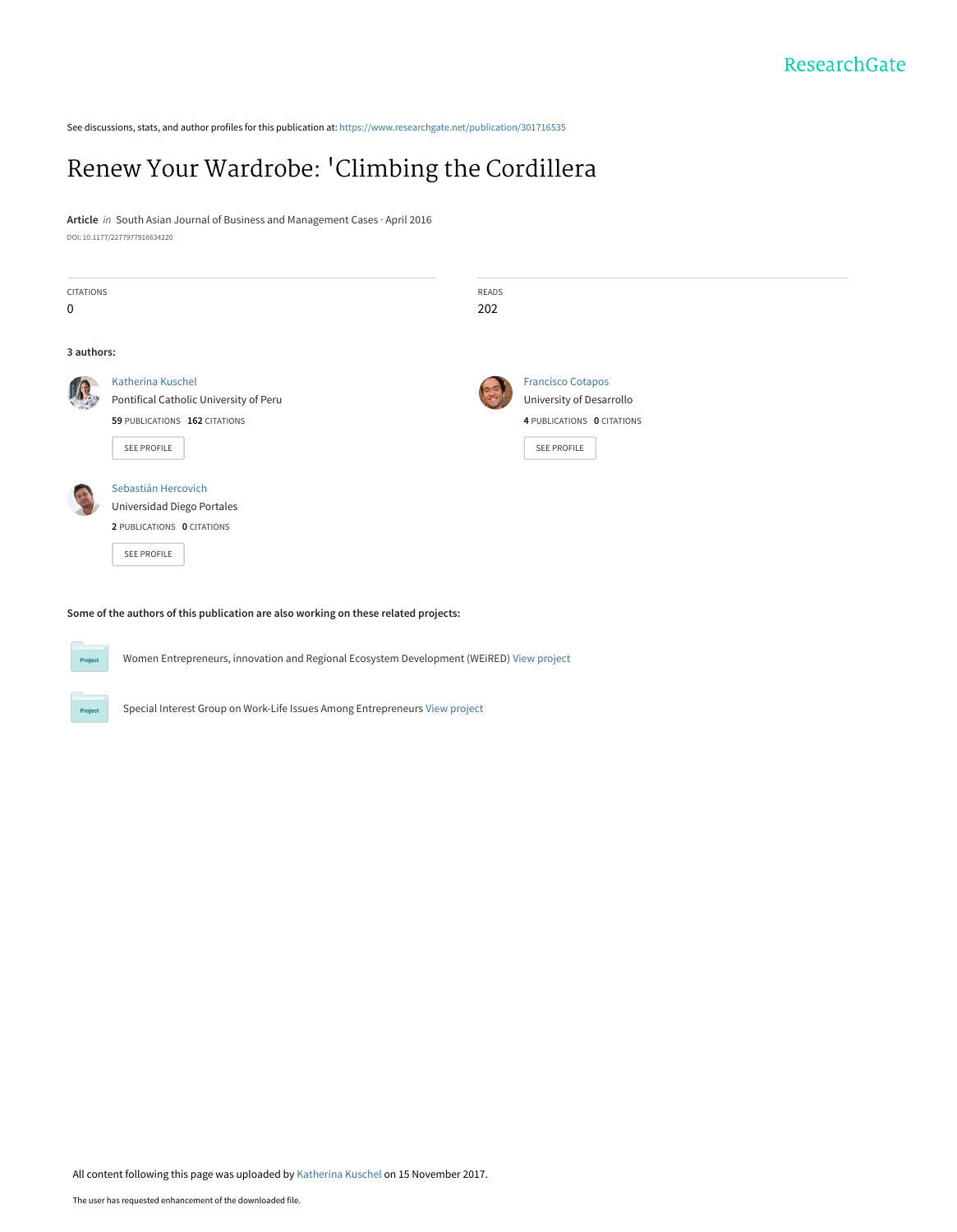ResearchGate

See discussions, stats, and author profiles for this publication at: https://www.researchgate.net/publication/301716535

# Renew Your Wardrobe: 'Climbing the Cordillera

**Article** *in* South Asian Journal of Business and Management Cases · April 2016

DOI: 10.1177/2277977916634220

| CITATIONS | READS |
|---|---|
| 0 | 202 |

**3 authors:**

**Katherina Kuschel**
Pontifical Catholic University of Peru
59 PUBLICATIONS 162 CITATIONS
SEE PROFILE

**Francisco Cotapos**
University of Desarrollo
4 PUBLICATIONS 0 CITATIONS
SEE PROFILE

**Sebastián Hercovich**
Universidad Diego Portales
2 PUBLICATIONS 0 CITATIONS
SEE PROFILE

**Some of the authors of this publication are also working on these related projects:**

Project: Women Entrepreneurs, innovation and Regional Ecosystem Development (WEiRED) View project

Project: Special Interest Group on Work-Life Issues Among Entrepreneurs View project

All content following this page was uploaded by Katherina Kuschel on 15 November 2017.

The user has requested enhancement of the downloaded file.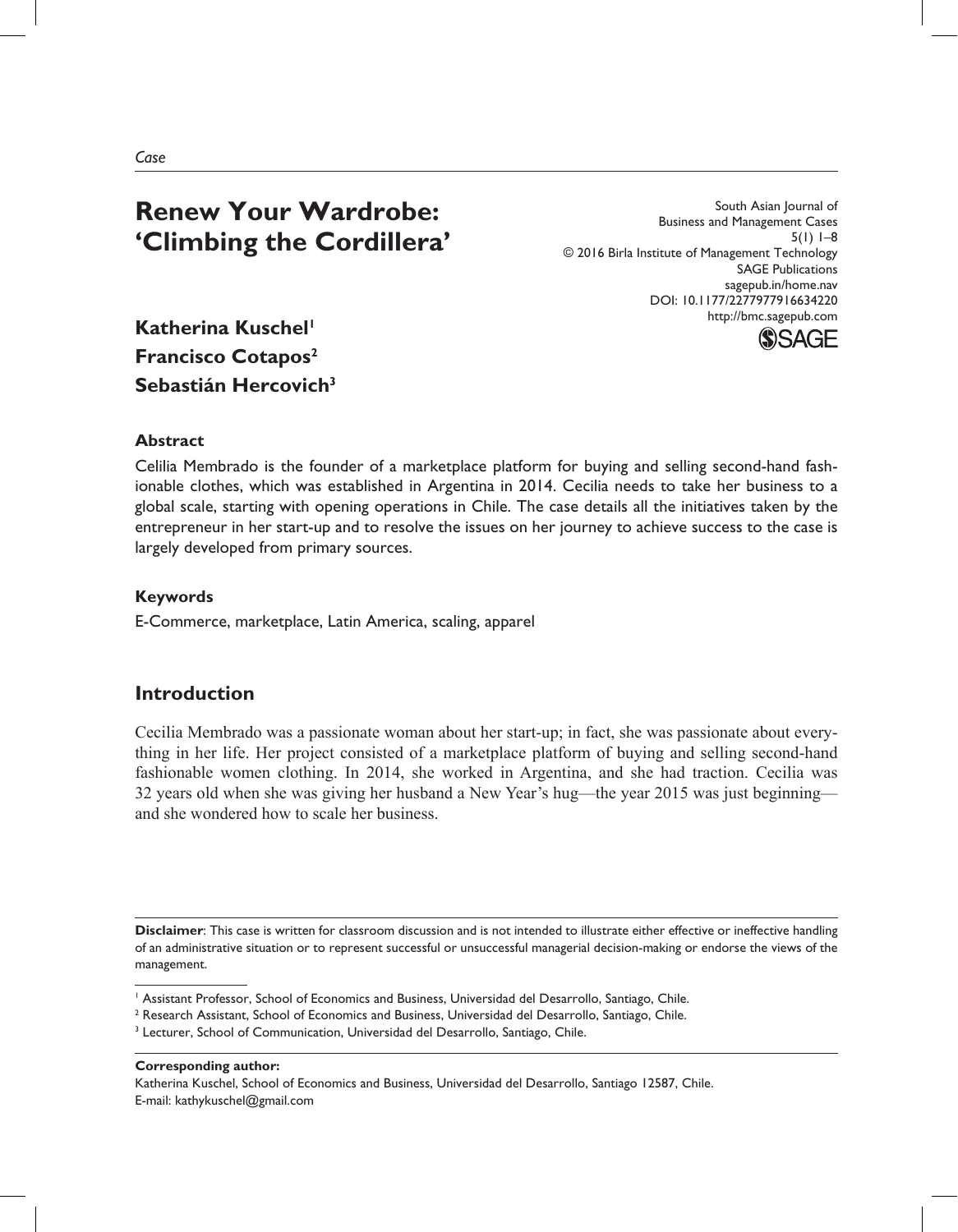*Case*

# Renew Your Wardrobe: 'Climbing the Cordillera'

South Asian Journal of Business and Management Cases
5(1) 1–8
© 2016 Birla Institute of Management Technology
SAGE Publications
sagepub.in/home.nav
DOI: 10.1177/2277977916634220
http://bmc.sagepub.com

**Katherina Kuschel**[1]
**Francisco Cotapos**[2]
**Sebastián Hercovich**[3]

### Abstract

Celilia Membrado is the founder of a marketplace platform for buying and selling second-hand fashionable clothes, which was established in Argentina in 2014. Cecilia needs to take her business to a global scale, starting with opening operations in Chile. The case details all the initiatives taken by the entrepreneur in her start-up and to resolve the issues on her journey to achieve success to the case is largely developed from primary sources.

### Keywords

E-Commerce, marketplace, Latin America, scaling, apparel

## Introduction

Cecilia Membrado was a passionate woman about her start-up; in fact, she was passionate about everything in her life. Her project consisted of a marketplace platform of buying and selling second-hand fashionable women clothing. In 2014, she worked in Argentina, and she had traction. Cecilia was 32 years old when she was giving her husband a New Year's hug—the year 2015 was just beginning—and she wondered how to scale her business.

**Disclaimer**: This case is written for classroom discussion and is not intended to illustrate either effective or ineffective handling of an administrative situation or to represent successful or unsuccessful managerial decision-making or endorse the views of the management.

[1] Assistant Professor, School of Economics and Business, Universidad del Desarrollo, Santiago, Chile.
[2] Research Assistant, School of Economics and Business, Universidad del Desarrollo, Santiago, Chile.
[3] Lecturer, School of Communication, Universidad del Desarrollo, Santiago, Chile.

**Corresponding author:**
Katherina Kuschel, School of Economics and Business, Universidad del Desarrollo, Santiago 12587, Chile.
E-mail: kathykuschel@gmail.com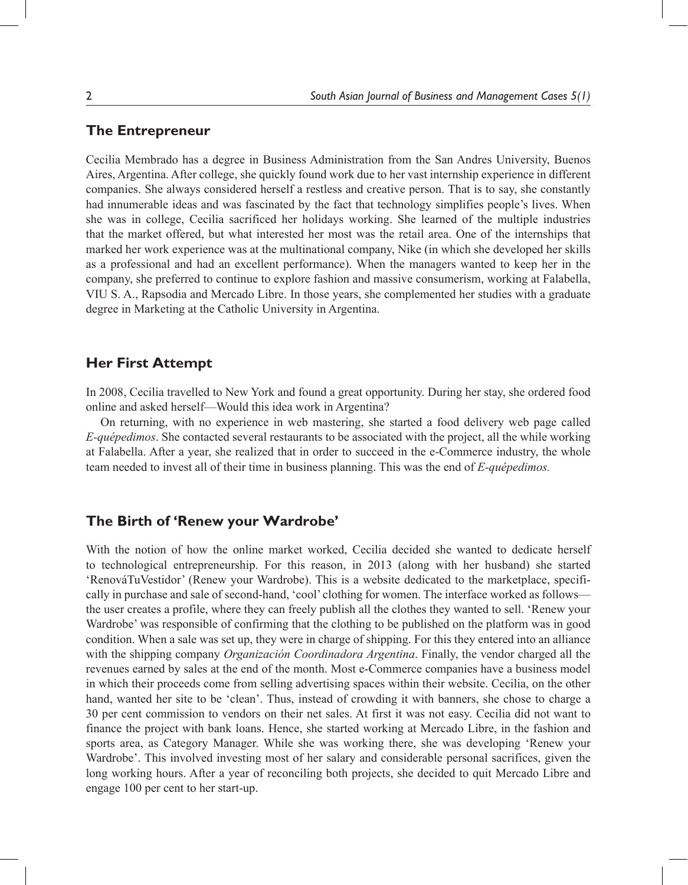## The Entrepreneur

Cecilia Membrado has a degree in Business Administration from the San Andres University, Buenos Aires, Argentina. After college, she quickly found work due to her vast internship experience in different companies. She always considered herself a restless and creative person. That is to say, she constantly had innumerable ideas and was fascinated by the fact that technology simplifies people's lives. When she was in college, Cecilia sacrificed her holidays working. She learned of the multiple industries that the market offered, but what interested her most was the retail area. One of the internships that marked her work experience was at the multinational company, Nike (in which she developed her skills as a professional and had an excellent performance). When the managers wanted to keep her in the company, she preferred to continue to explore fashion and massive consumerism, working at Falabella, VIU S. A., Rapsodia and Mercado Libre. In those years, she complemented her studies with a graduate degree in Marketing at the Catholic University in Argentina.

## Her First Attempt

In 2008, Cecilia travelled to New York and found a great opportunity. During her stay, she ordered food online and asked herself—Would this idea work in Argentina?

On returning, with no experience in web mastering, she started a food delivery web page called *E-quépedimos*. She contacted several restaurants to be associated with the project, all the while working at Falabella. After a year, she realized that in order to succeed in the e-Commerce industry, the whole team needed to invest all of their time in business planning. This was the end of *E-quépedimos.*

## The Birth of 'Renew your Wardrobe'

With the notion of how the online market worked, Cecilia decided she wanted to dedicate herself to technological entrepreneurship. For this reason, in 2013 (along with her husband) she started 'RenováTuVestidor' (Renew your Wardrobe). This is a website dedicated to the marketplace, specifically in purchase and sale of second-hand, 'cool' clothing for women. The interface worked as follows—the user creates a profile, where they can freely publish all the clothes they wanted to sell. 'Renew your Wardrobe' was responsible of confirming that the clothing to be published on the platform was in good condition. When a sale was set up, they were in charge of shipping. For this they entered into an alliance with the shipping company *Organización Coordinadora Argentina*. Finally, the vendor charged all the revenues earned by sales at the end of the month. Most e-Commerce companies have a business model in which their proceeds come from selling advertising spaces within their website. Cecilia, on the other hand, wanted her site to be 'clean'. Thus, instead of crowding it with banners, she chose to charge a 30 per cent commission to vendors on their net sales. At first it was not easy. Cecilia did not want to finance the project with bank loans. Hence, she started working at Mercado Libre, in the fashion and sports area, as Category Manager. While she was working there, she was developing 'Renew your Wardrobe'. This involved investing most of her salary and considerable personal sacrifices, given the long working hours. After a year of reconciling both projects, she decided to quit Mercado Libre and engage 100 per cent to her start-up.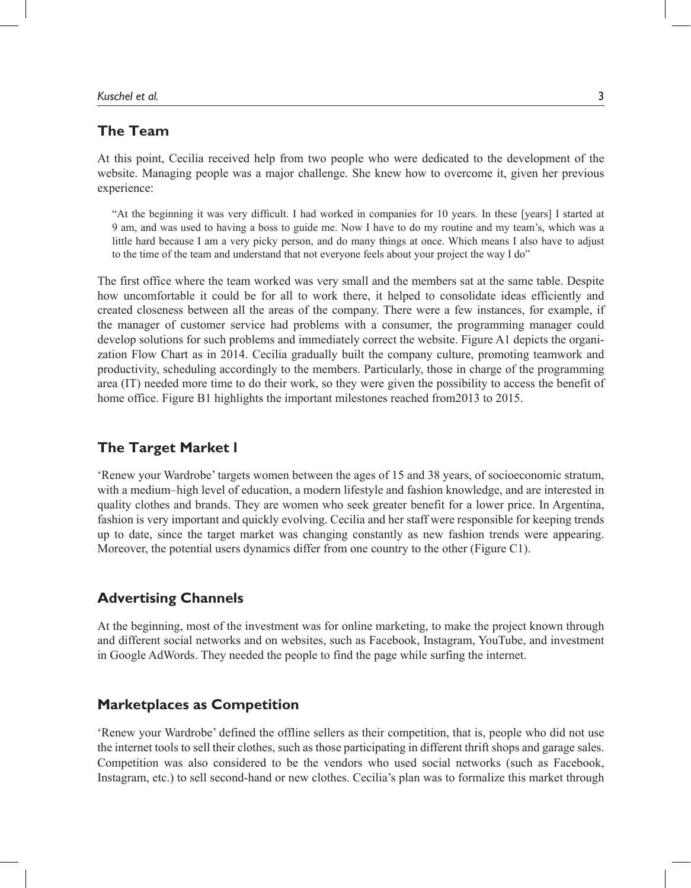## The Team

At this point, Cecilia received help from two people who were dedicated to the development of the website. Managing people was a major challenge. She knew how to overcome it, given her previous experience:

> "At the beginning it was very difficult. I had worked in companies for 10 years. In these [years] I started at 9 am, and was used to having a boss to guide me. Now I have to do my routine and my team's, which was a little hard because I am a very picky person, and do many things at once. Which means I also have to adjust to the time of the team and understand that not everyone feels about your project the way I do"

The first office where the team worked was very small and the members sat at the same table. Despite how uncomfortable it could be for all to work there, it helped to consolidate ideas efficiently and created closeness between all the areas of the company. There were a few instances, for example, if the manager of customer service had problems with a consumer, the programming manager could develop solutions for such problems and immediately correct the website. Figure A1 depicts the organization Flow Chart as in 2014. Cecilia gradually built the company culture, promoting teamwork and productivity, scheduling accordingly to the members. Particularly, those in charge of the programming area (IT) needed more time to do their work, so they were given the possibility to access the benefit of home office. Figure B1 highlights the important milestones reached from2013 to 2015.

## The Target Market I

'Renew your Wardrobe' targets women between the ages of 15 and 38 years, of socioeconomic stratum, with a medium–high level of education, a modern lifestyle and fashion knowledge, and are interested in quality clothes and brands. They are women who seek greater benefit for a lower price. In Argentina, fashion is very important and quickly evolving. Cecilia and her staff were responsible for keeping trends up to date, since the target market was changing constantly as new fashion trends were appearing. Moreover, the potential users dynamics differ from one country to the other (Figure C1).

## Advertising Channels

At the beginning, most of the investment was for online marketing, to make the project known through and different social networks and on websites, such as Facebook, Instagram, YouTube, and investment in Google AdWords. They needed the people to find the page while surfing the internet.

## Marketplaces as Competition

'Renew your Wardrobe' defined the offline sellers as their competition, that is, people who did not use the internet tools to sell their clothes, such as those participating in different thrift shops and garage sales. Competition was also considered to be the vendors who used social networks (such as Facebook, Instagram, etc.) to sell second-hand or new clothes. Cecilia's plan was to formalize this market through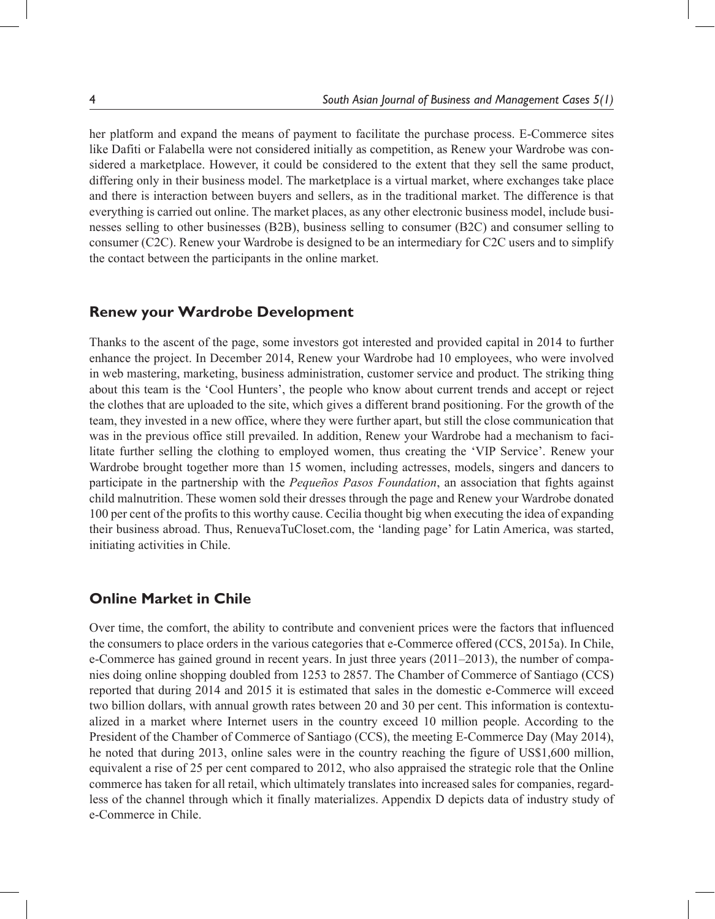her platform and expand the means of payment to facilitate the purchase process. E-Commerce sites like Dafiti or Falabella were not considered initially as competition, as Renew your Wardrobe was considered a marketplace. However, it could be considered to the extent that they sell the same product, differing only in their business model. The marketplace is a virtual market, where exchanges take place and there is interaction between buyers and sellers, as in the traditional market. The difference is that everything is carried out online. The market places, as any other electronic business model, include businesses selling to other businesses (B2B), business selling to consumer (B2C) and consumer selling to consumer (C2C). Renew your Wardrobe is designed to be an intermediary for C2C users and to simplify the contact between the participants in the online market.

## Renew your Wardrobe Development

Thanks to the ascent of the page, some investors got interested and provided capital in 2014 to further enhance the project. In December 2014, Renew your Wardrobe had 10 employees, who were involved in web mastering, marketing, business administration, customer service and product. The striking thing about this team is the 'Cool Hunters', the people who know about current trends and accept or reject the clothes that are uploaded to the site, which gives a different brand positioning. For the growth of the team, they invested in a new office, where they were further apart, but still the close communication that was in the previous office still prevailed. In addition, Renew your Wardrobe had a mechanism to facilitate further selling the clothing to employed women, thus creating the 'VIP Service'. Renew your Wardrobe brought together more than 15 women, including actresses, models, singers and dancers to participate in the partnership with the *Pequeños Pasos Foundation*, an association that fights against child malnutrition. These women sold their dresses through the page and Renew your Wardrobe donated 100 per cent of the profits to this worthy cause. Cecilia thought big when executing the idea of expanding their business abroad. Thus, RenuevaTuCloset.com, the 'landing page' for Latin America, was started, initiating activities in Chile.

## Online Market in Chile

Over time, the comfort, the ability to contribute and convenient prices were the factors that influenced the consumers to place orders in the various categories that e-Commerce offered (CCS, 2015a). In Chile, e-Commerce has gained ground in recent years. In just three years (2011–2013), the number of companies doing online shopping doubled from 1253 to 2857. The Chamber of Commerce of Santiago (CCS) reported that during 2014 and 2015 it is estimated that sales in the domestic e-Commerce will exceed two billion dollars, with annual growth rates between 20 and 30 per cent. This information is contextualized in a market where Internet users in the country exceed 10 million people. According to the President of the Chamber of Commerce of Santiago (CCS), the meeting E-Commerce Day (May 2014), he noted that during 2013, online sales were in the country reaching the figure of US$1,600 million, equivalent a rise of 25 per cent compared to 2012, who also appraised the strategic role that the Online commerce has taken for all retail, which ultimately translates into increased sales for companies, regardless of the channel through which it finally materializes. Appendix D depicts data of industry study of e-Commerce in Chile.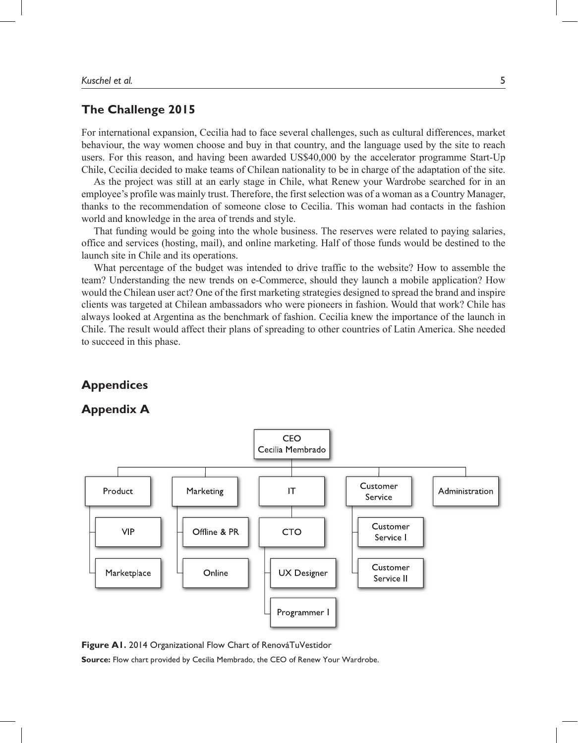## The Challenge 2015

For international expansion, Cecilia had to face several challenges, such as cultural differences, market behaviour, the way women choose and buy in that country, and the language used by the site to reach users. For this reason, and having been awarded US$40,000 by the accelerator programme Start-Up Chile, Cecilia decided to make teams of Chilean nationality to be in charge of the adaptation of the site.

As the project was still at an early stage in Chile, what Renew your Wardrobe searched for in an employee's profile was mainly trust. Therefore, the first selection was of a woman as a Country Manager, thanks to the recommendation of someone close to Cecilia. This woman had contacts in the fashion world and knowledge in the area of trends and style.

That funding would be going into the whole business. The reserves were related to paying salaries, office and services (hosting, mail), and online marketing. Half of those funds would be destined to the launch site in Chile and its operations.

What percentage of the budget was intended to drive traffic to the website? How to assemble the team? Understanding the new trends on e-Commerce, should they launch a mobile application? How would the Chilean user act? One of the first marketing strategies designed to spread the brand and inspire clients was targeted at Chilean ambassadors who were pioneers in fashion. Would that work? Chile has always looked at Argentina as the benchmark of fashion. Cecilia knew the importance of the launch in Chile. The result would affect their plans of spreading to other countries of Latin America. She needed to succeed in this phase.

## Appendices

## Appendix A

- CEO
  Cecilia Membrado
  - Product
    - VIP
    - Marketplace
  - Marketing
    - Offline & PR
    - Online
  - IT
    - CTO
      - UX Designer
      - Programmer I
  - Customer Service
    - Customer Service I
    - Customer Service II
  - Administration

**Figure A1.** 2014 Organizational Flow Chart of RenováTuVestidor

**Source:** Flow chart provided by Cecilia Membrado, the CEO of Renew Your Wardrobe.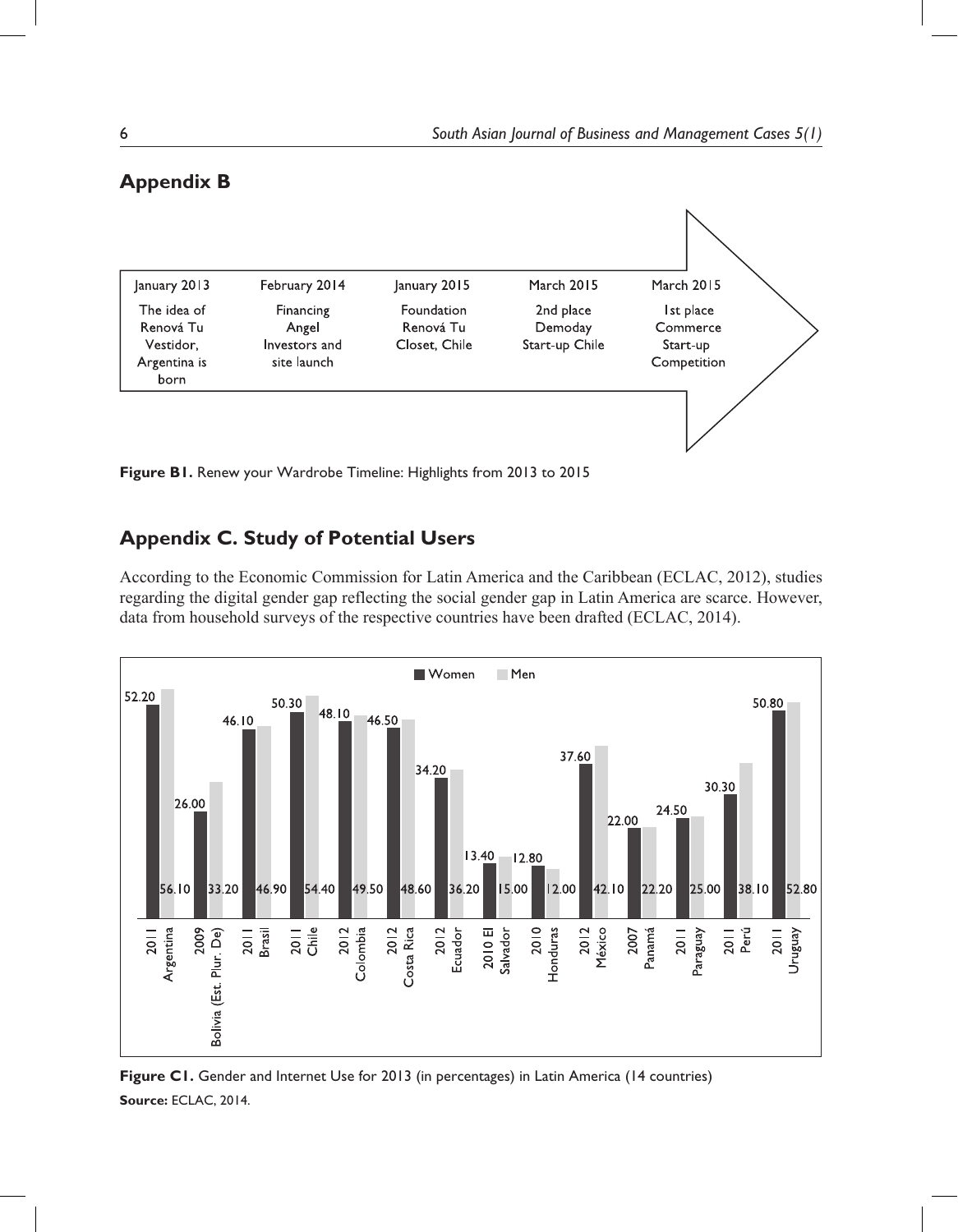## Appendix B

| January 2013 | February 2014 | January 2015 | March 2015 | March 2015 |
|---|---|---|---|---|
| The idea of Renová Tu Vestidor, Argentina is born | Financing Angel Investors and site launch | Foundation Renová Tu Closet, Chile | 2nd place Demoday Start-up Chile | 1st place Commerce Start-up Competition |

**Figure B1.** Renew your Wardrobe Timeline: Highlights from 2013 to 2015

## Appendix C. Study of Potential Users

According to the Economic Commission for Latin America and the Caribbean (ECLAC, 2012), studies regarding the digital gender gap reflecting the social gender gap in Latin America are scarce. However, data from household surveys of the respective countries have been drafted (ECLAC, 2014).

| Year | Country | Women | Men |
|---|---|---|---|
| 2011 | Argentina | 52.20 | 56.10 |
| 2009 | Bolivia (Est. Plur. De) | 26.00 | 33.20 |
| 2011 | Brasil | 46.10 | 46.90 |
| 2011 | Chile | 50.30 | 54.40 |
| 2012 | Colombia | 48.10 | 49.50 |
| 2012 | Costa Rica | 46.50 | 48.60 |
| 2012 | Ecuador | 34.20 | 36.20 |
| 2010 | El Salvador | 13.40 | 15.00 |
| 2010 | Honduras | 12.80 | 12.00 |
| 2012 | México | 37.60 | 42.10 |
| 2007 | Panamá | 22.00 | 22.20 |
| 2011 | Paraguay | 24.50 | 25.00 |
| 2011 | Perú | 30.30 | 38.10 |
| 2011 | Uruguay | 50.80 | 52.80 |

**Figure C1.** Gender and Internet Use for 2013 (in percentages) in Latin America (14 countries)

**Source:** ECLAC, 2014.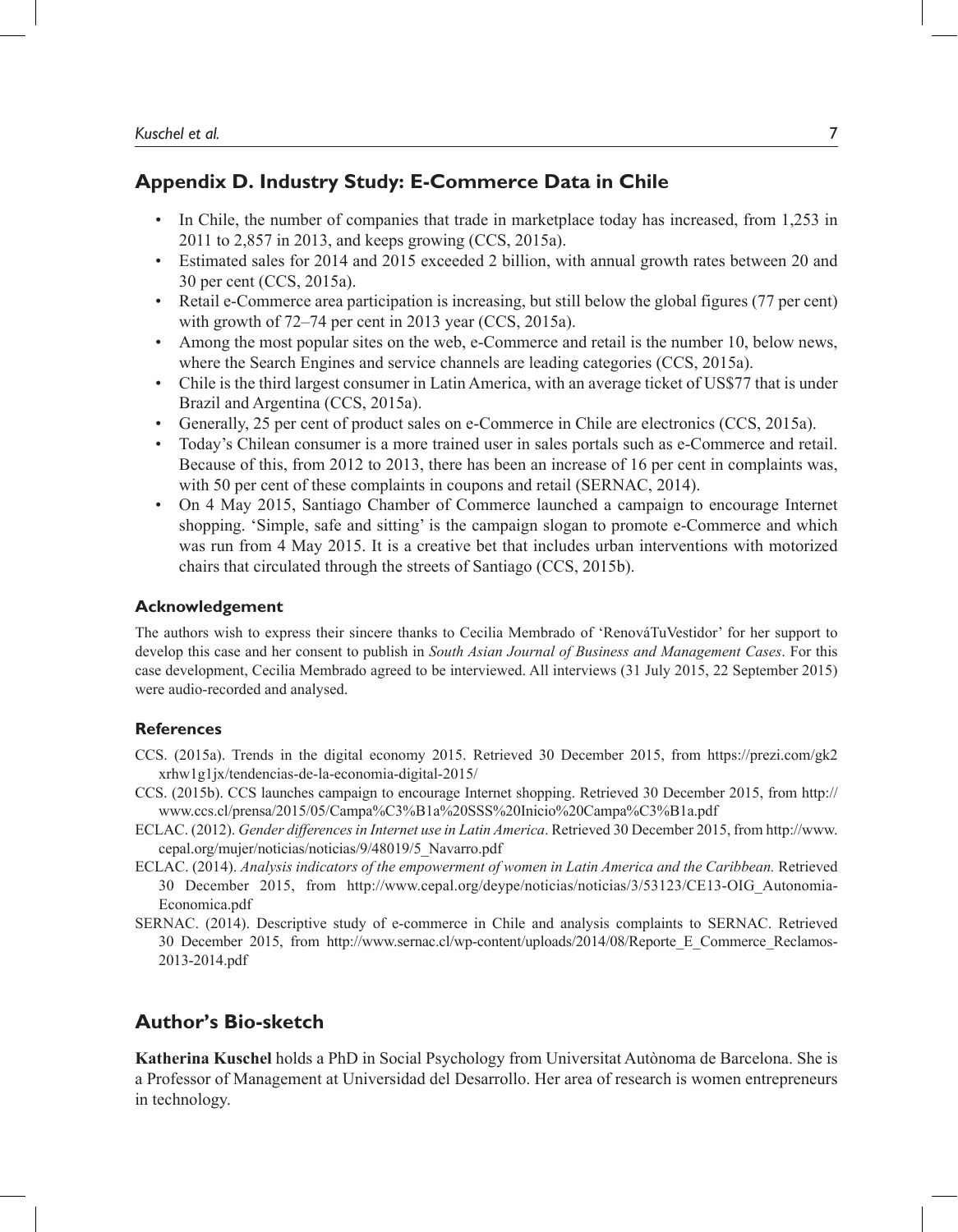## Appendix D. Industry Study: E-Commerce Data in Chile

- In Chile, the number of companies that trade in marketplace today has increased, from 1,253 in 2011 to 2,857 in 2013, and keeps growing (CCS, 2015a).
- Estimated sales for 2014 and 2015 exceeded 2 billion, with annual growth rates between 20 and 30 per cent (CCS, 2015a).
- Retail e-Commerce area participation is increasing, but still below the global figures (77 per cent) with growth of 72–74 per cent in 2013 year (CCS, 2015a).
- Among the most popular sites on the web, e-Commerce and retail is the number 10, below news, where the Search Engines and service channels are leading categories (CCS, 2015a).
- Chile is the third largest consumer in Latin America, with an average ticket of US$77 that is under Brazil and Argentina (CCS, 2015a).
- Generally, 25 per cent of product sales on e-Commerce in Chile are electronics (CCS, 2015a).
- Today's Chilean consumer is a more trained user in sales portals such as e-Commerce and retail. Because of this, from 2012 to 2013, there has been an increase of 16 per cent in complaints was, with 50 per cent of these complaints in coupons and retail (SERNAC, 2014).
- On 4 May 2015, Santiago Chamber of Commerce launched a campaign to encourage Internet shopping. 'Simple, safe and sitting' is the campaign slogan to promote e-Commerce and which was run from 4 May 2015. It is a creative bet that includes urban interventions with motorized chairs that circulated through the streets of Santiago (CCS, 2015b).

### Acknowledgement

The authors wish to express their sincere thanks to Cecilia Membrado of 'RenováTuVestidor' for her support to develop this case and her consent to publish in *South Asian Journal of Business and Management Cases*. For this case development, Cecilia Membrado agreed to be interviewed. All interviews (31 July 2015, 22 September 2015) were audio-recorded and analysed.

### References

CCS. (2015a). Trends in the digital economy 2015. Retrieved 30 December 2015, from https://prezi.com/gk2xrhw1g1jx/tendencias-de-la-economia-digital-2015/

CCS. (2015b). CCS launches campaign to encourage Internet shopping. Retrieved 30 December 2015, from http://www.ccs.cl/prensa/2015/05/Campa%C3%B1a%20SSS%20Inicio%20Campa%C3%B1a.pdf

ECLAC. (2012). *Gender differences in Internet use in Latin America*. Retrieved 30 December 2015, from http://www.cepal.org/mujer/noticias/noticias/9/48019/5_Navarro.pdf

ECLAC. (2014). *Analysis indicators of the empowerment of women in Latin America and the Caribbean.* Retrieved 30 December 2015, from http://www.cepal.org/deype/noticias/noticias/3/53123/CE13-OIG_Autonomia-Economica.pdf

SERNAC. (2014). Descriptive study of e-commerce in Chile and analysis complaints to SERNAC. Retrieved 30 December 2015, from http://www.sernac.cl/wp-content/uploads/2014/08/Reporte_E_Commerce_Reclamos-2013-2014.pdf

## Author's Bio-sketch

**Katherina Kuschel** holds a PhD in Social Psychology from Universitat Autònoma de Barcelona. She is a Professor of Management at Universidad del Desarrollo. Her area of research is women entrepreneurs in technology.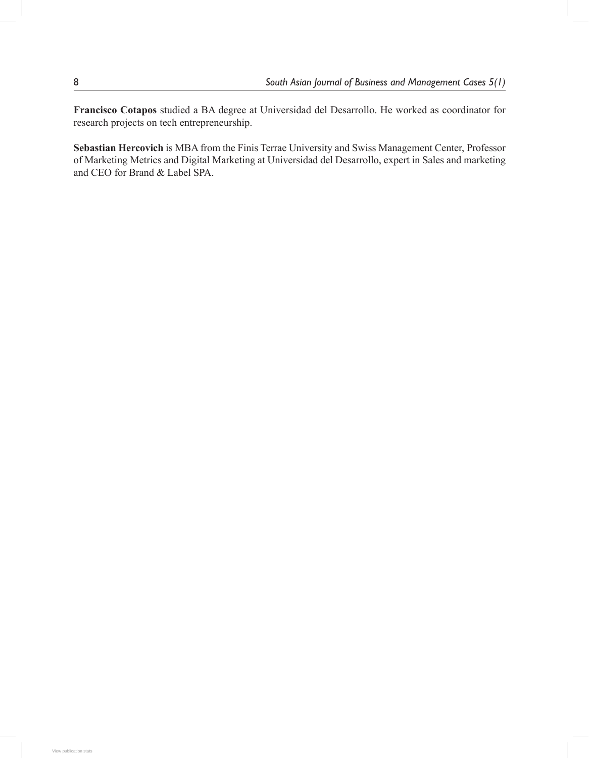**Francisco Cotapos** studied a BA degree at Universidad del Desarrollo. He worked as coordinator for research projects on tech entrepreneurship.

**Sebastian Hercovich** is MBA from the Finis Terrae University and Swiss Management Center, Professor of Marketing Metrics and Digital Marketing at Universidad del Desarrollo, expert in Sales and marketing and CEO for Brand & Label SPA.